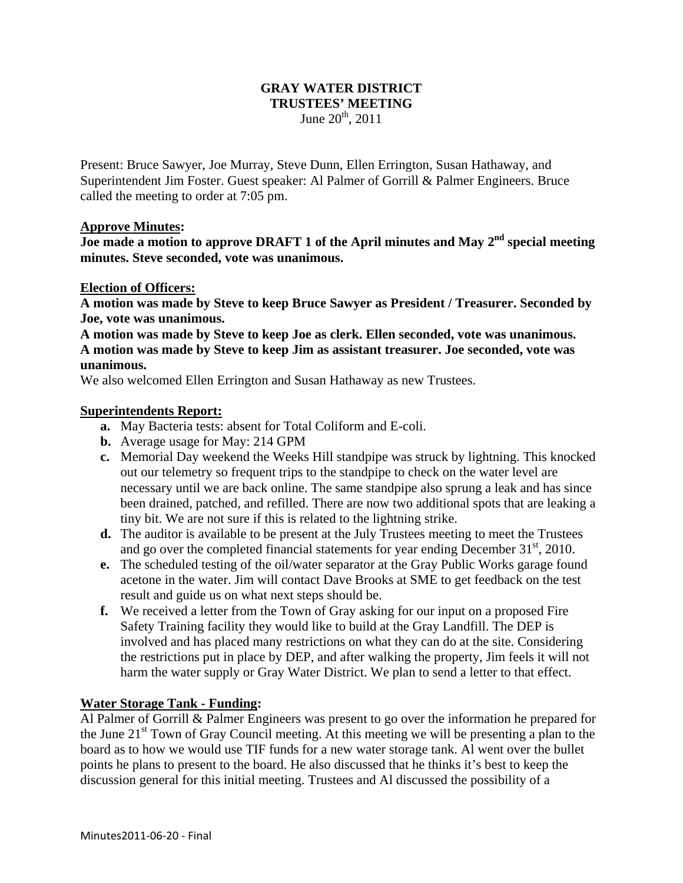# GRAY WATER DISTRICT
## TRUSTEES' MEETING
June 20th, 2011

Present: Bruce Sawyer, Joe Murray, Steve Dunn, Ellen Errington, Susan Hathaway, and Superintendent Jim Foster. Guest speaker: Al Palmer of Gorrill & Palmer Engineers. Bruce called the meeting to order at 7:05 pm.

**Approve Minutes:**

**Joe made a motion to approve DRAFT 1 of the April minutes and May 2nd special meeting minutes. Steve seconded, vote was unanimous.**

**Election of Officers:**

**A motion was made by Steve to keep Bruce Sawyer as President / Treasurer. Seconded by Joe, vote was unanimous.**

**A motion was made by Steve to keep Joe as clerk. Ellen seconded, vote was unanimous.**

**A motion was made by Steve to keep Jim as assistant treasurer. Joe seconded, vote was unanimous.**

We also welcomed Ellen Errington and Susan Hathaway as new Trustees.

**Superintendents Report:**

- **a.** May Bacteria tests: absent for Total Coliform and E-coli.
- **b.** Average usage for May: 214 GPM
- **c.** Memorial Day weekend the Weeks Hill standpipe was struck by lightning. This knocked out our telemetry so frequent trips to the standpipe to check on the water level are necessary until we are back online. The same standpipe also sprung a leak and has since been drained, patched, and refilled. There are now two additional spots that are leaking a tiny bit. We are not sure if this is related to the lightning strike.
- **d.** The auditor is available to be present at the July Trustees meeting to meet the Trustees and go over the completed financial statements for year ending December 31st, 2010.
- **e.** The scheduled testing of the oil/water separator at the Gray Public Works garage found acetone in the water. Jim will contact Dave Brooks at SME to get feedback on the test result and guide us on what next steps should be.
- **f.** We received a letter from the Town of Gray asking for our input on a proposed Fire Safety Training facility they would like to build at the Gray Landfill. The DEP is involved and has placed many restrictions on what they can do at the site. Considering the restrictions put in place by DEP, and after walking the property, Jim feels it will not harm the water supply or Gray Water District. We plan to send a letter to that effect.

**Water Storage Tank - Funding:**

Al Palmer of Gorrill & Palmer Engineers was present to go over the information he prepared for the June 21st Town of Gray Council meeting. At this meeting we will be presenting a plan to the board as to how we would use TIF funds for a new water storage tank. Al went over the bullet points he plans to present to the board. He also discussed that he thinks it's best to keep the discussion general for this initial meeting. Trustees and Al discussed the possibility of a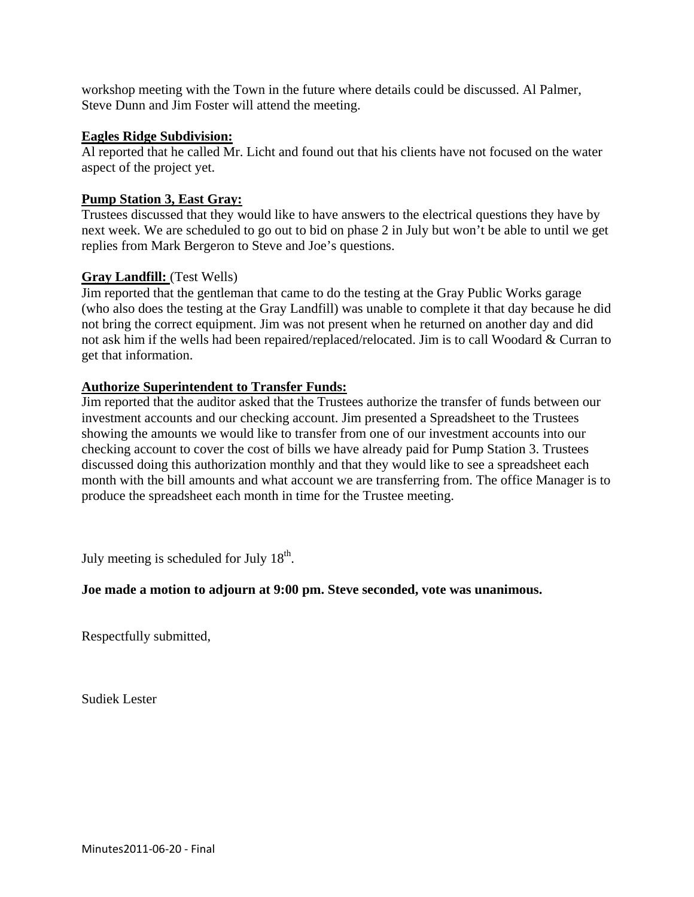workshop meeting with the Town in the future where details could be discussed. Al Palmer, Steve Dunn and Jim Foster will attend the meeting.

**Eagles Ridge Subdivision:**

Al reported that he called Mr. Licht and found out that his clients have not focused on the water aspect of the project yet.

**Pump Station 3, East Gray:**

Trustees discussed that they would like to have answers to the electrical questions they have by next week. We are scheduled to go out to bid on phase 2 in July but won't be able to until we get replies from Mark Bergeron to Steve and Joe's questions.

**Gray Landfill:** (Test Wells)

Jim reported that the gentleman that came to do the testing at the Gray Public Works garage (who also does the testing at the Gray Landfill) was unable to complete it that day because he did not bring the correct equipment. Jim was not present when he returned on another day and did not ask him if the wells had been repaired/replaced/relocated. Jim is to call Woodard & Curran to get that information.

**Authorize Superintendent to Transfer Funds:**

Jim reported that the auditor asked that the Trustees authorize the transfer of funds between our investment accounts and our checking account. Jim presented a Spreadsheet to the Trustees showing the amounts we would like to transfer from one of our investment accounts into our checking account to cover the cost of bills we have already paid for Pump Station 3. Trustees discussed doing this authorization monthly and that they would like to see a spreadsheet each month with the bill amounts and what account we are transferring from. The office Manager is to produce the spreadsheet each month in time for the Trustee meeting.

July meeting is scheduled for July 18th.

**Joe made a motion to adjourn at 9:00 pm. Steve seconded, vote was unanimous.**

Respectfully submitted,

Sudiek Lester